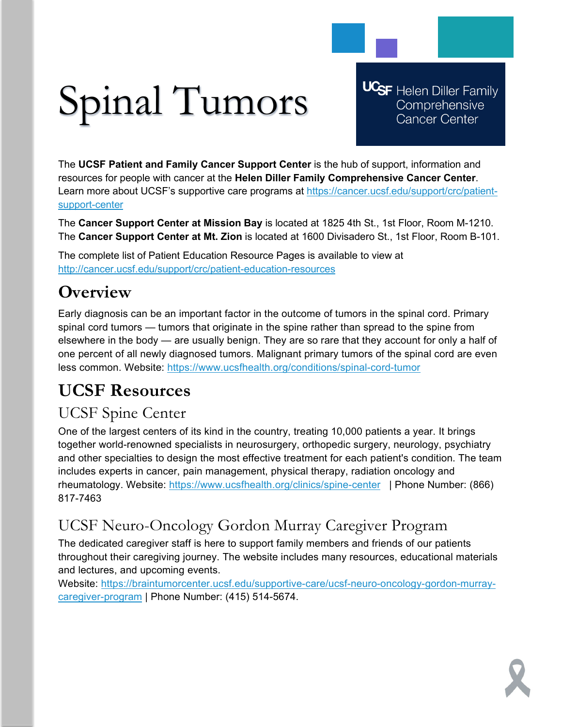# Spinal Tumors

UCSF Helen Diller Family Comprehensive Cancer Center

The **UCSF Patient and Family Cancer Support Center** is the hub of support, information and resources for people with cancer at the **Helen Diller Family Comprehensive Cancer Center**. Learn more about UCSF's supportive care programs at https://cancer.ucsf.edu/support/crc/patient-support-center

The **Cancer Support Center at Mission Bay** is located at 1825 4th St., 1st Floor, Room M-1210. The **Cancer Support Center at Mt. Zion** is located at 1600 Divisadero St., 1st Floor, Room B-101.

The complete list of Patient Education Resource Pages is available to view at http://cancer.ucsf.edu/support/crc/patient-education-resources

## Overview

Early diagnosis can be an important factor in the outcome of tumors in the spinal cord. Primary spinal cord tumors — tumors that originate in the spine rather than spread to the spine from elsewhere in the body — are usually benign. They are so rare that they account for only a half of one percent of all newly diagnosed tumors. Malignant primary tumors of the spinal cord are even less common. Website: https://www.ucsfhealth.org/conditions/spinal-cord-tumor

## UCSF Resources

### UCSF Spine Center

One of the largest centers of its kind in the country, treating 10,000 patients a year. It brings together world-renowned specialists in neurosurgery, orthopedic surgery, neurology, psychiatry and other specialties to design the most effective treatment for each patient's condition. The team includes experts in cancer, pain management, physical therapy, radiation oncology and rheumatology. Website: https://www.ucsfhealth.org/clinics/spine-center | Phone Number: (866) 817-7463

### UCSF Neuro-Oncology Gordon Murray Caregiver Program

The dedicated caregiver staff is here to support family members and friends of our patients throughout their caregiving journey. The website includes many resources, educational materials and lectures, and upcoming events.
Website: https://braintumorcenter.ucsf.edu/supportive-care/ucsf-neuro-oncology-gordon-murray-caregiver-program | Phone Number: (415) 514-5674.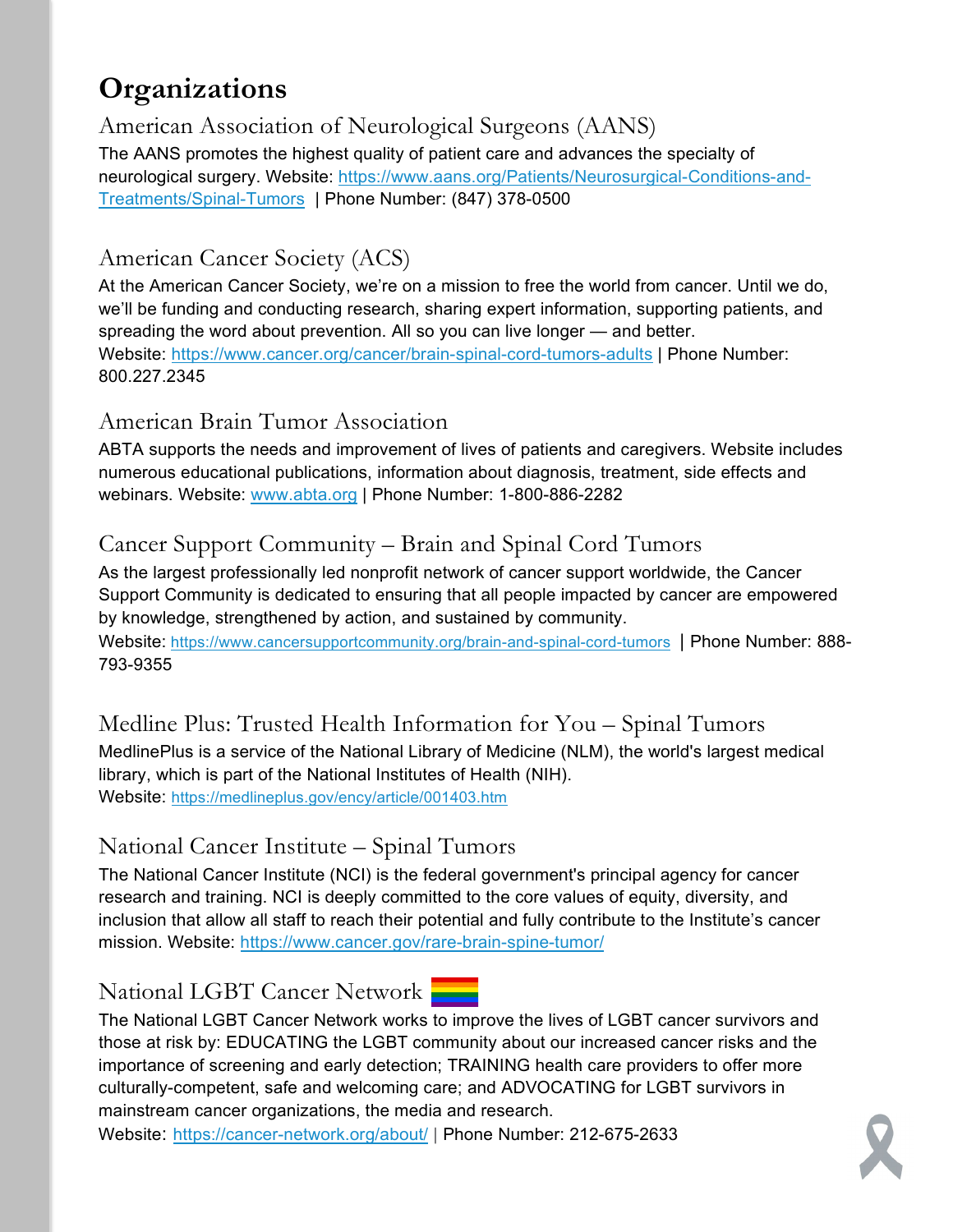# Organizations

## American Association of Neurological Surgeons (AANS)

The AANS promotes the highest quality of patient care and advances the specialty of neurological surgery. Website: https://www.aans.org/Patients/Neurosurgical-Conditions-and-Treatments/Spinal-Tumors | Phone Number: (847) 378-0500

## American Cancer Society (ACS)

At the American Cancer Society, we're on a mission to free the world from cancer. Until we do, we'll be funding and conducting research, sharing expert information, supporting patients, and spreading the word about prevention. All so you can live longer — and better.
Website: https://www.cancer.org/cancer/brain-spinal-cord-tumors-adults | Phone Number: 800.227.2345

## American Brain Tumor Association

ABTA supports the needs and improvement of lives of patients and caregivers. Website includes numerous educational publications, information about diagnosis, treatment, side effects and webinars. Website: www.abta.org | Phone Number: 1-800-886-2282

## Cancer Support Community – Brain and Spinal Cord Tumors

As the largest professionally led nonprofit network of cancer support worldwide, the Cancer Support Community is dedicated to ensuring that all people impacted by cancer are empowered by knowledge, strengthened by action, and sustained by community.
Website: https://www.cancersupportcommunity.org/brain-and-spinal-cord-tumors | Phone Number: 888-793-9355

## Medline Plus: Trusted Health Information for You – Spinal Tumors

MedlinePlus is a service of the National Library of Medicine (NLM), the world's largest medical library, which is part of the National Institutes of Health (NIH).
Website: https://medlineplus.gov/ency/article/001403.htm

## National Cancer Institute – Spinal Tumors

The National Cancer Institute (NCI) is the federal government's principal agency for cancer research and training. NCI is deeply committed to the core values of equity, diversity, and inclusion that allow all staff to reach their potential and fully contribute to the Institute's cancer mission. Website: https://www.cancer.gov/rare-brain-spine-tumor/

## National LGBT Cancer Network

The National LGBT Cancer Network works to improve the lives of LGBT cancer survivors and those at risk by: EDUCATING the LGBT community about our increased cancer risks and the importance of screening and early detection; TRAINING health care providers to offer more culturally-competent, safe and welcoming care; and ADVOCATING for LGBT survivors in mainstream cancer organizations, the media and research.
Website: https://cancer-network.org/about/ | Phone Number: 212-675-2633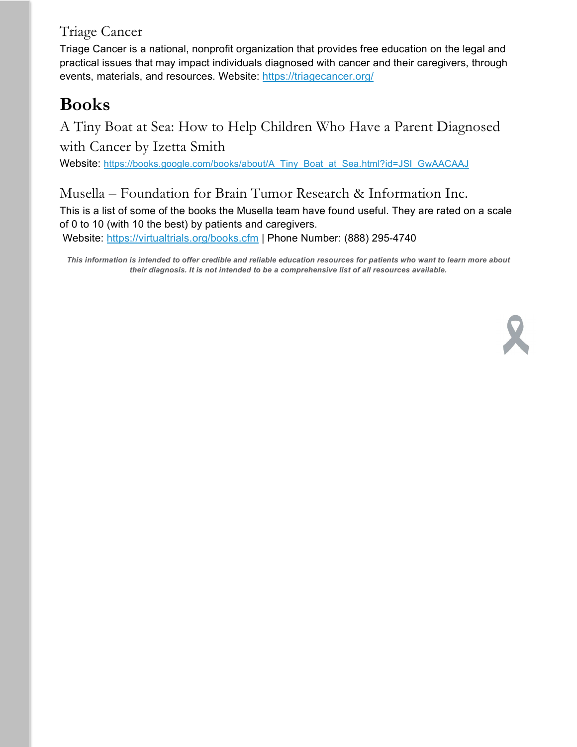### Triage Cancer

Triage Cancer is a national, nonprofit organization that provides free education on the legal and practical issues that may impact individuals diagnosed with cancer and their caregivers, through events, materials, and resources. Website: https://triagecancer.org/

## Books

### A Tiny Boat at Sea: How to Help Children Who Have a Parent Diagnosed with Cancer by Izetta Smith

Website: https://books.google.com/books/about/A_Tiny_Boat_at_Sea.html?id=JSI_GwAACAAJ

### Musella – Foundation for Brain Tumor Research & Information Inc.

This is a list of some of the books the Musella team have found useful. They are rated on a scale of 0 to 10 (with 10 the best) by patients and caregivers.

Website: https://virtualtrials.org/books.cfm | Phone Number: (888) 295-4740

***This information is intended to offer credible and reliable education resources for patients who want to learn more about their diagnosis. It is not intended to be a comprehensive list of all resources available.***